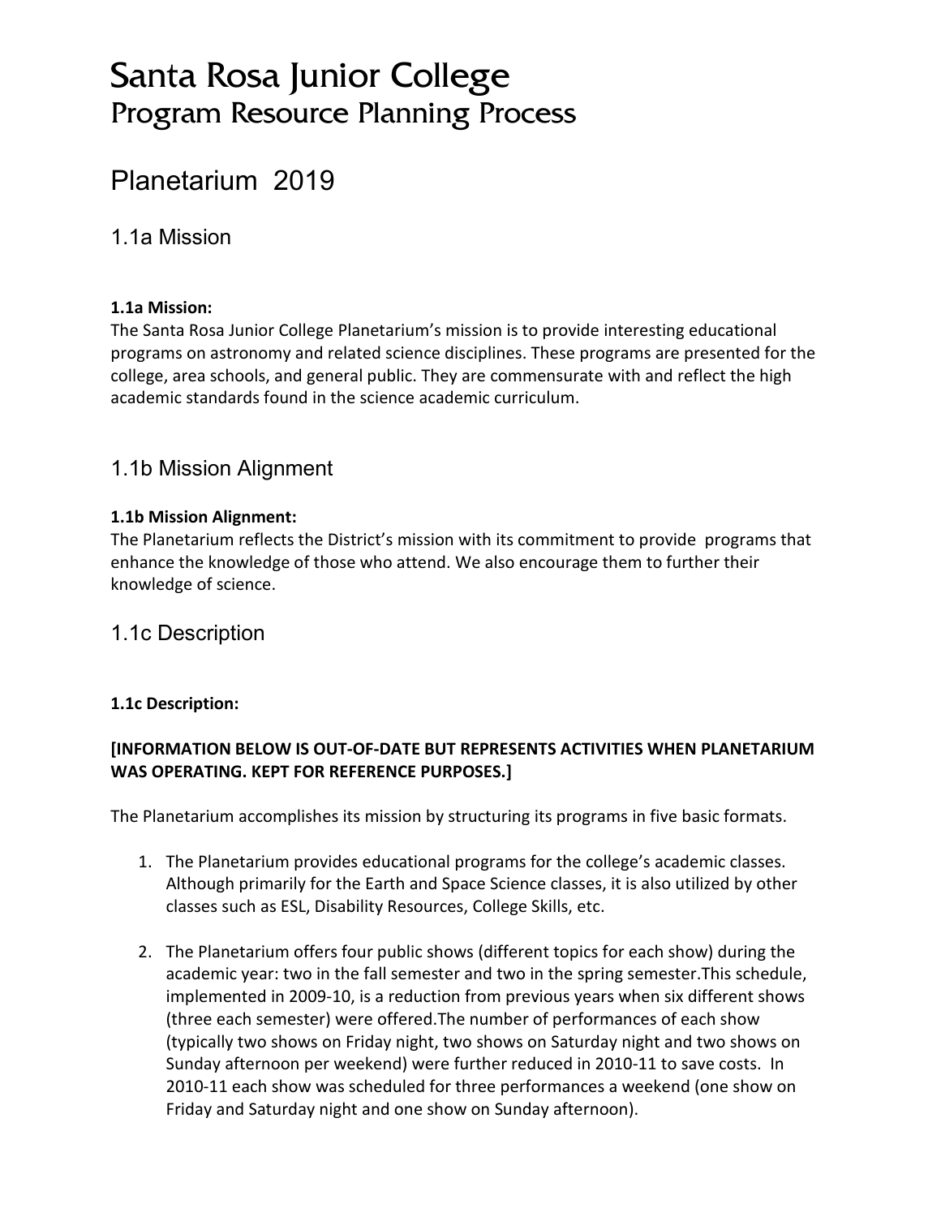# Santa Rosa Junior College
## Program Resource Planning Process

# Planetarium 2019

## 1.1a Mission

**1.1a Mission:**
The Santa Rosa Junior College Planetarium's mission is to provide interesting educational programs on astronomy and related science disciplines. These programs are presented for the college, area schools, and general public. They are commensurate with and reflect the high academic standards found in the science academic curriculum.

## 1.1b Mission Alignment

**1.1b Mission Alignment:**
The Planetarium reflects the District's mission with its commitment to provide programs that enhance the knowledge of those who attend. We also encourage them to further their knowledge of science.

## 1.1c Description

**1.1c Description:**

**[INFORMATION BELOW IS OUT-OF-DATE BUT REPRESENTS ACTIVITIES WHEN PLANETARIUM WAS OPERATING. KEPT FOR REFERENCE PURPOSES.]**

The Planetarium accomplishes its mission by structuring its programs in five basic formats.

1. The Planetarium provides educational programs for the college's academic classes. Although primarily for the Earth and Space Science classes, it is also utilized by other classes such as ESL, Disability Resources, College Skills, etc.

2. The Planetarium offers four public shows (different topics for each show) during the academic year: two in the fall semester and two in the spring semester.This schedule, implemented in 2009-10, is a reduction from previous years when six different shows (three each semester) were offered.The number of performances of each show (typically two shows on Friday night, two shows on Saturday night and two shows on Sunday afternoon per weekend) were further reduced in 2010-11 to save costs. In 2010-11 each show was scheduled for three performances a weekend (one show on Friday and Saturday night and one show on Sunday afternoon).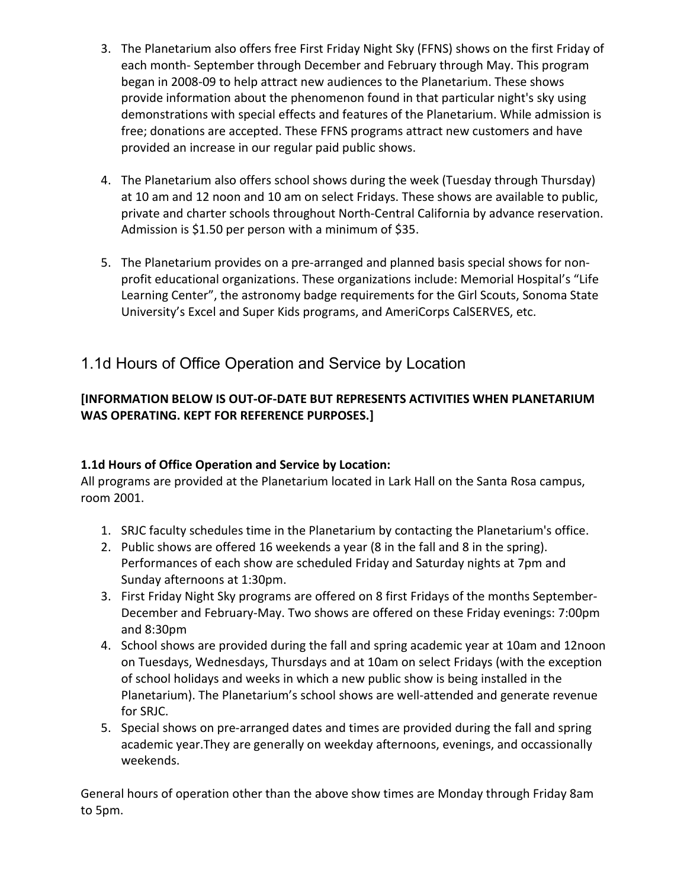3. The Planetarium also offers free First Friday Night Sky (FFNS) shows on the first Friday of each month- September through December and February through May. This program began in 2008-09 to help attract new audiences to the Planetarium. These shows provide information about the phenomenon found in that particular night's sky using demonstrations with special effects and features of the Planetarium. While admission is free; donations are accepted. These FFNS programs attract new customers and have provided an increase in our regular paid public shows.

4. The Planetarium also offers school shows during the week (Tuesday through Thursday) at 10 am and 12 noon and 10 am on select Fridays. These shows are available to public, private and charter schools throughout North-Central California by advance reservation. Admission is $1.50 per person with a minimum of $35.

5. The Planetarium provides on a pre-arranged and planned basis special shows for non-profit educational organizations. These organizations include: Memorial Hospital's "Life Learning Center", the astronomy badge requirements for the Girl Scouts, Sonoma State University's Excel and Super Kids programs, and AmeriCorps CalSERVES, etc.

## 1.1d Hours of Office Operation and Service by Location

**[INFORMATION BELOW IS OUT-OF-DATE BUT REPRESENTS ACTIVITIES WHEN PLANETARIUM WAS OPERATING. KEPT FOR REFERENCE PURPOSES.]**

**1.1d Hours of Office Operation and Service by Location:**
All programs are provided at the Planetarium located in Lark Hall on the Santa Rosa campus, room 2001.

1. SRJC faculty schedules time in the Planetarium by contacting the Planetarium's office.
2. Public shows are offered 16 weekends a year (8 in the fall and 8 in the spring). Performances of each show are scheduled Friday and Saturday nights at 7pm and Sunday afternoons at 1:30pm.
3. First Friday Night Sky programs are offered on 8 first Fridays of the months September-December and February-May. Two shows are offered on these Friday evenings: 7:00pm and 8:30pm
4. School shows are provided during the fall and spring academic year at 10am and 12noon on Tuesdays, Wednesdays, Thursdays and at 10am on select Fridays (with the exception of school holidays and weeks in which a new public show is being installed in the Planetarium). The Planetarium's school shows are well-attended and generate revenue for SRJC.
5. Special shows on pre-arranged dates and times are provided during the fall and spring academic year.They are generally on weekday afternoons, evenings, and occassionally weekends.

General hours of operation other than the above show times are Monday through Friday 8am to 5pm.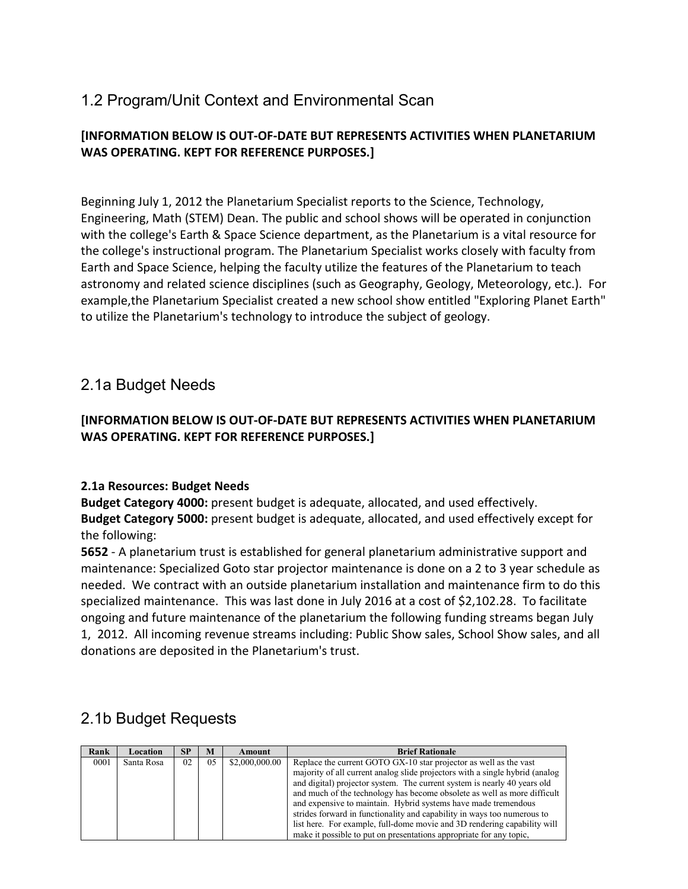## 1.2 Program/Unit Context and Environmental Scan

**[INFORMATION BELOW IS OUT-OF-DATE BUT REPRESENTS ACTIVITIES WHEN PLANETARIUM WAS OPERATING. KEPT FOR REFERENCE PURPOSES.]**

Beginning July 1, 2012 the Planetarium Specialist reports to the Science, Technology, Engineering, Math (STEM) Dean. The public and school shows will be operated in conjunction with the college's Earth & Space Science department, as the Planetarium is a vital resource for the college's instructional program. The Planetarium Specialist works closely with faculty from Earth and Space Science, helping the faculty utilize the features of the Planetarium to teach astronomy and related science disciplines (such as Geography, Geology, Meteorology, etc.). For example,the Planetarium Specialist created a new school show entitled "Exploring Planet Earth" to utilize the Planetarium's technology to introduce the subject of geology.

## 2.1a Budget Needs

**[INFORMATION BELOW IS OUT-OF-DATE BUT REPRESENTS ACTIVITIES WHEN PLANETARIUM WAS OPERATING. KEPT FOR REFERENCE PURPOSES.]**

**2.1a Resources: Budget Needs**
**Budget Category 4000:** present budget is adequate, allocated, and used effectively.
**Budget Category 5000:** present budget is adequate, allocated, and used effectively except for the following:
**5652** - A planetarium trust is established for general planetarium administrative support and maintenance: Specialized Goto star projector maintenance is done on a 2 to 3 year schedule as needed. We contract with an outside planetarium installation and maintenance firm to do this specialized maintenance. This was last done in July 2016 at a cost of $2,102.28. To facilitate ongoing and future maintenance of the planetarium the following funding streams began July 1, 2012. All incoming revenue streams including: Public Show sales, School Show sales, and all donations are deposited in the Planetarium's trust.

## 2.1b Budget Requests

| Rank | Location | SP | M | Amount | Brief Rationale |
|---|---|---|---|---|---|
| 0001 | Santa Rosa | 02 | 05 | $2,000,000.00 | Replace the current GOTO GX-10 star projector as well as the vast majority of all current analog slide projectors with a single hybrid (analog and digital) projector system. The current system is nearly 40 years old and much of the technology has become obsolete as well as more difficult and expensive to maintain. Hybrid systems have made tremendous strides forward in functionality and capability in ways too numerous to list here. For example, full-dome movie and 3D rendering capability will make it possible to put on presentations appropriate for any topic, |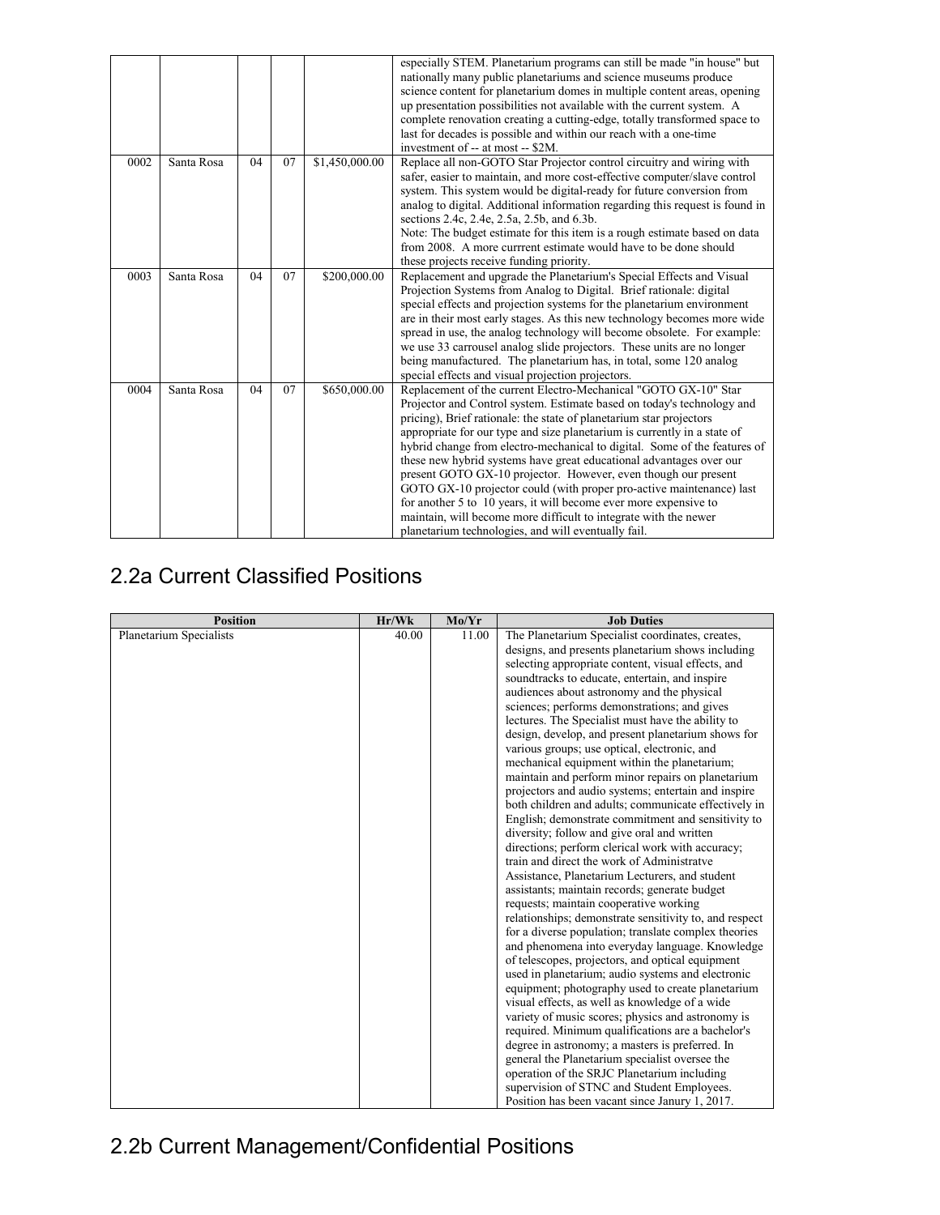|  |  |  |  |  | especially STEM. Planetarium programs can still be made "in house" but nationally many public planetariums and science museums produce science content for planetarium domes in multiple content areas, opening up presentation possibilities not available with the current system. A complete renovation creating a cutting-edge, totally transformed space to last for decades is possible and within our reach with a one-time investment of -- at most -- $2M. |
|---|---|---|---|---|---|
| 0002 | Santa Rosa | 04 | 07 | $1,450,000.00 | Replace all non-GOTO Star Projector control circuitry and wiring with safer, easier to maintain, and more cost-effective computer/slave control system. This system would be digital-ready for future conversion from analog to digital. Additional information regarding this request is found in sections 2.4c, 2.4e, 2.5a, 2.5b, and 6.3b. Note: The budget estimate for this item is a rough estimate based on data from 2008. A more currrent estimate would have to be done should these projects receive funding priority. |
| 0003 | Santa Rosa | 04 | 07 | $200,000.00 | Replacement and upgrade the Planetarium's Special Effects and Visual Projection Systems from Analog to Digital. Brief rationale: digital special effects and projection systems for the planetarium environment are in their most early stages. As this new technology becomes more wide spread in use, the analog technology will become obsolete. For example: we use 33 carrousel analog slide projectors. These units are no longer being manufactured. The planetarium has, in total, some 120 analog special effects and visual projection projectors. |
| 0004 | Santa Rosa | 04 | 07 | $650,000.00 | Replacement of the current Electro-Mechanical "GOTO GX-10" Star Projector and Control system. Estimate based on today's technology and pricing), Brief rationale: the state of planetarium star projectors appropriate for our type and size planetarium is currently in a state of hybrid change from electro-mechanical to digital. Some of the features of these new hybrid systems have great educational advantages over our present GOTO GX-10 projector. However, even though our present GOTO GX-10 projector could (with proper pro-active maintenance) last for another 5 to 10 years, it will become ever more expensive to maintain, will become more difficult to integrate with the newer planetarium technologies, and will eventually fail. |

## 2.2a Current Classified Positions

| Position | Hr/Wk | Mo/Yr | Job Duties |
|---|---|---|---|
| Planetarium Specialists | 40.00 | 11.00 | The Planetarium Specialist coordinates, creates, designs, and presents planetarium shows including selecting appropriate content, visual effects, and soundtracks to educate, entertain, and inspire audiences about astronomy and the physical sciences; performs demonstrations; and gives lectures. The Specialist must have the ability to design, develop, and present planetarium shows for various groups; use optical, electronic, and mechanical equipment within the planetarium; maintain and perform minor repairs on planetarium projectors and audio systems; entertain and inspire both children and adults; communicate effectively in English; demonstrate commitment and sensitivity to diversity; follow and give oral and written directions; perform clerical work with accuracy; train and direct the work of Administratve Assistance, Planetarium Lecturers, and student assistants; maintain records; generate budget requests; maintain cooperative working relationships; demonstrate sensitivity to, and respect for a diverse population; translate complex theories and phenomena into everyday language. Knowledge of telescopes, projectors, and optical equipment used in planetarium; audio systems and electronic equipment; photography used to create planetarium visual effects, as well as knowledge of a wide variety of music scores; physics and astronomy is required. Minimum qualifications are a bachelor's degree in astronomy; a masters is preferred. In general the Planetarium specialist oversee the operation of the SRJC Planetarium including supervision of STNC and Student Employees. Position has been vacant since Janury 1, 2017. |

## 2.2b Current Management/Confidential Positions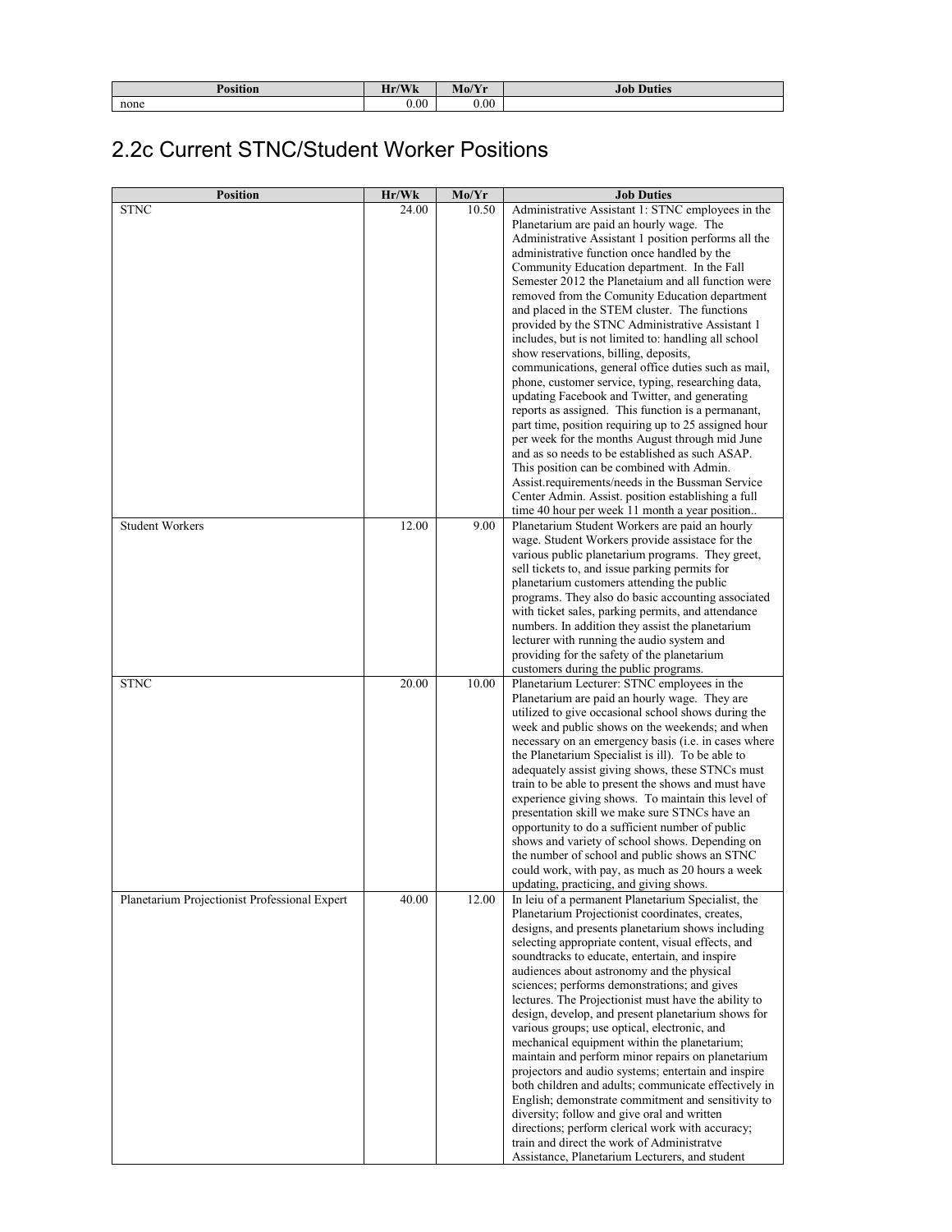| Position | Hr/Wk | Mo/Yr | Job Duties |
| --- | --- | --- | --- |
| none | 0.00 | 0.00 | |

## 2.2c Current STNC/Student Worker Positions

| Position | Hr/Wk | Mo/Yr | Job Duties |
| --- | --- | --- | --- |
| STNC | 24.00 | 10.50 | Administrative Assistant 1: STNC employees in the Planetarium are paid an hourly wage. The Administrative Assistant 1 position performs all the administrative function once handled by the Community Education department. In the Fall Semester 2012 the Planetaium and all function were removed from the Comunity Education department and placed in the STEM cluster. The functions provided by the STNC Administrative Assistant 1 includes, but is not limited to: handling all school show reservations, billing, deposits, communications, general office duties such as mail, phone, customer service, typing, researching data, updating Facebook and Twitter, and generating reports as assigned. This function is a permanant, part time, position requiring up to 25 assigned hour per week for the months August through mid June and as so needs to be established as such ASAP. This position can be combined with Admin. Assist.requirements/needs in the Bussman Service Center Admin. Assist. position establishing a full time 40 hour per week 11 month a year position.. |
| Student Workers | 12.00 | 9.00 | Planetarium Student Workers are paid an hourly wage. Student Workers provide assistace for the various public planetarium programs. They greet, sell tickets to, and issue parking permits for planetarium customers attending the public programs. They also do basic accounting associated with ticket sales, parking permits, and attendance numbers. In addition they assist the planetarium lecturer with running the audio system and providing for the safety of the planetarium customers during the public programs. |
| STNC | 20.00 | 10.00 | Planetarium Lecturer: STNC employees in the Planetarium are paid an hourly wage. They are utilized to give occasional school shows during the week and public shows on the weekends; and when necessary on an emergency basis (i.e. in cases where the Planetarium Specialist is ill). To be able to adequately assist giving shows, these STNCs must train to be able to present the shows and must have experience giving shows. To maintain this level of presentation skill we make sure STNCs have an opportunity to do a sufficient number of public shows and variety of school shows. Depending on the number of school and public shows an STNC could work, with pay, as much as 20 hours a week updating, practicing, and giving shows. |
| Planetarium Projectionist Professional Expert | 40.00 | 12.00 | In leiu of a permanent Planetarium Specialist, the Planetarium Projectionist coordinates, creates, designs, and presents planetarium shows including selecting appropriate content, visual effects, and soundtracks to educate, entertain, and inspire audiences about astronomy and the physical sciences; performs demonstrations; and gives lectures. The Projectionist must have the ability to design, develop, and present planetarium shows for various groups; use optical, electronic, and mechanical equipment within the planetarium; maintain and perform minor repairs on planetarium projectors and audio systems; entertain and inspire both children and adults; communicate effectively in English; demonstrate commitment and sensitivity to diversity; follow and give oral and written directions; perform clerical work with accuracy; train and direct the work of Administratve Assistance, Planetarium Lecturers, and student |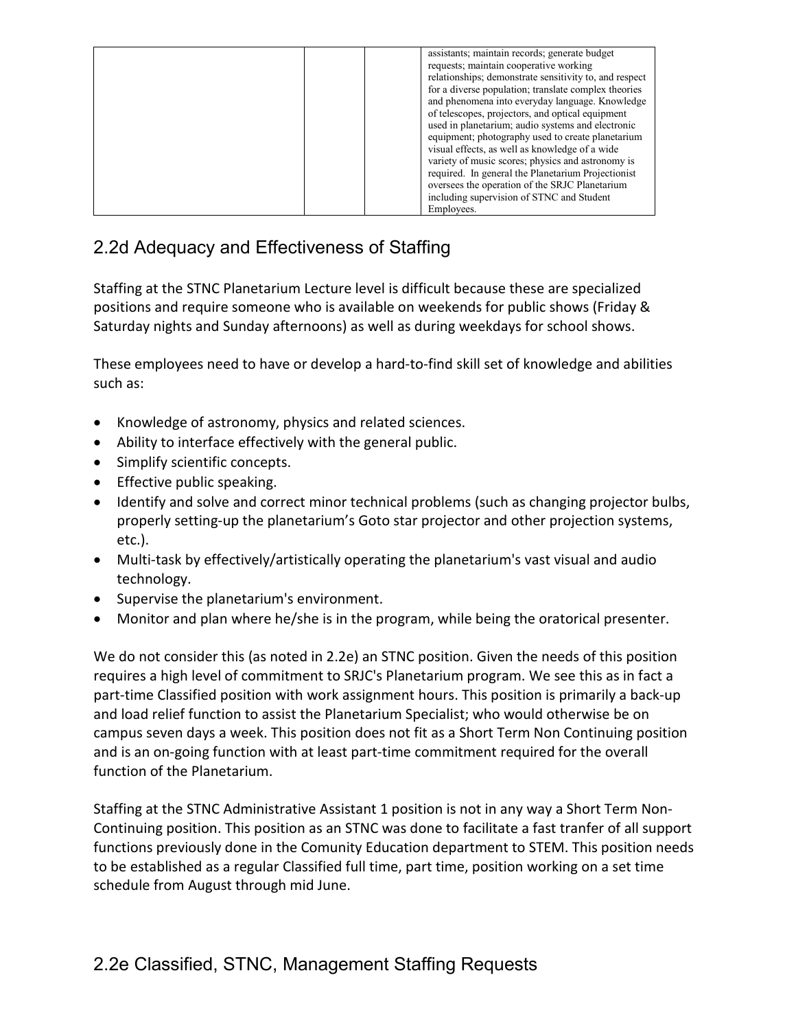|  |  |  | assistants; maintain records; generate budget requests; maintain cooperative working relationships; demonstrate sensitivity to, and respect for a diverse population; translate complex theories and phenomena into everyday language. Knowledge of telescopes, projectors, and optical equipment used in planetarium; audio systems and electronic equipment; photography used to create planetarium visual effects, as well as knowledge of a wide variety of music scores; physics and astronomy is required. In general the Planetarium Projectionist oversees the operation of the SRJC Planetarium including supervision of STNC and Student Employees. |
|---|---|---|---|

## 2.2d Adequacy and Effectiveness of Staffing

Staffing at the STNC Planetarium Lecture level is difficult because these are specialized positions and require someone who is available on weekends for public shows (Friday & Saturday nights and Sunday afternoons) as well as during weekdays for school shows.

These employees need to have or develop a hard-to-find skill set of knowledge and abilities such as:

- Knowledge of astronomy, physics and related sciences.
- Ability to interface effectively with the general public.
- Simplify scientific concepts.
- Effective public speaking.
- Identify and solve and correct minor technical problems (such as changing projector bulbs, properly setting-up the planetarium's Goto star projector and other projection systems, etc.).
- Multi-task by effectively/artistically operating the planetarium's vast visual and audio technology.
- Supervise the planetarium's environment.
- Monitor and plan where he/she is in the program, while being the oratorical presenter.

We do not consider this (as noted in 2.2e) an STNC position. Given the needs of this position requires a high level of commitment to SRJC's Planetarium program. We see this as in fact a part-time Classified position with work assignment hours. This position is primarily a back-up and load relief function to assist the Planetarium Specialist; who would otherwise be on campus seven days a week. This position does not fit as a Short Term Non Continuing position and is an on-going function with at least part-time commitment required for the overall function of the Planetarium.

Staffing at the STNC Administrative Assistant 1 position is not in any way a Short Term Non-Continuing position. This position as an STNC was done to facilitate a fast tranfer of all support functions previously done in the Comunity Education department to STEM. This position needs to be established as a regular Classified full time, part time, position working on a set time schedule from August through mid June.

## 2.2e Classified, STNC, Management Staffing Requests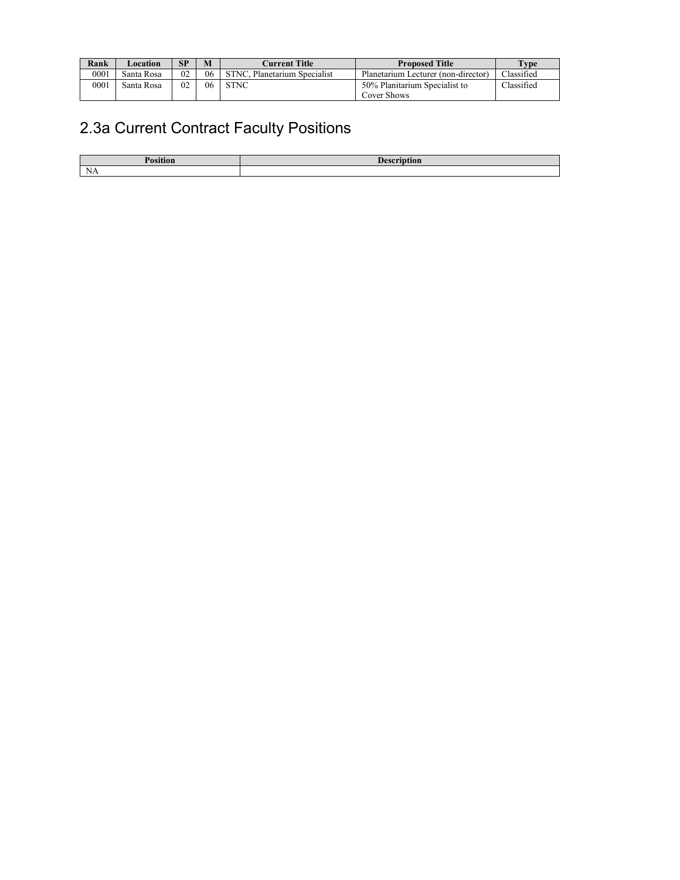| Rank | Location | SP | M | Current Title | Proposed Title | Type |
|---|---|---|---|---|---|---|
| 0001 | Santa Rosa | 02 | 06 | STNC, Planetarium Specialist | Planetarium Lecturer (non-director) | Classified |
| 0001 | Santa Rosa | 02 | 06 | STNC | 50% Planitarium Specialist to Cover Shows | Classified |

## 2.3a Current Contract Faculty Positions

| Position | Description |
|---|---|
| NA | |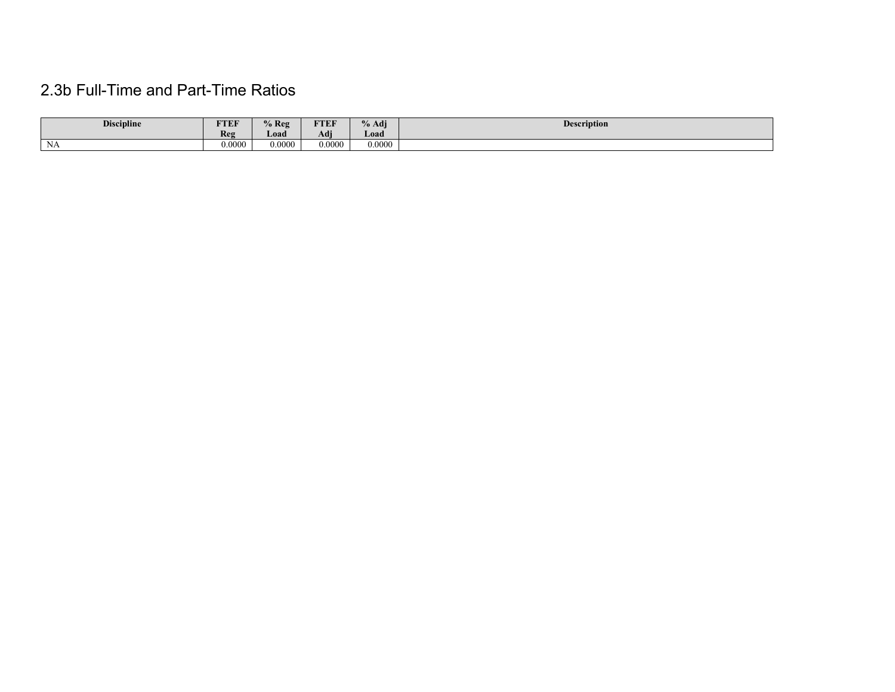## 2.3b Full-Time and Part-Time Ratios

| Discipline | FTEF Reg | % Reg Load | FTEF Adj | % Adj Load | Description |
|---|---|---|---|---|---|
| NA | 0.0000 | 0.0000 | 0.0000 | 0.0000 | |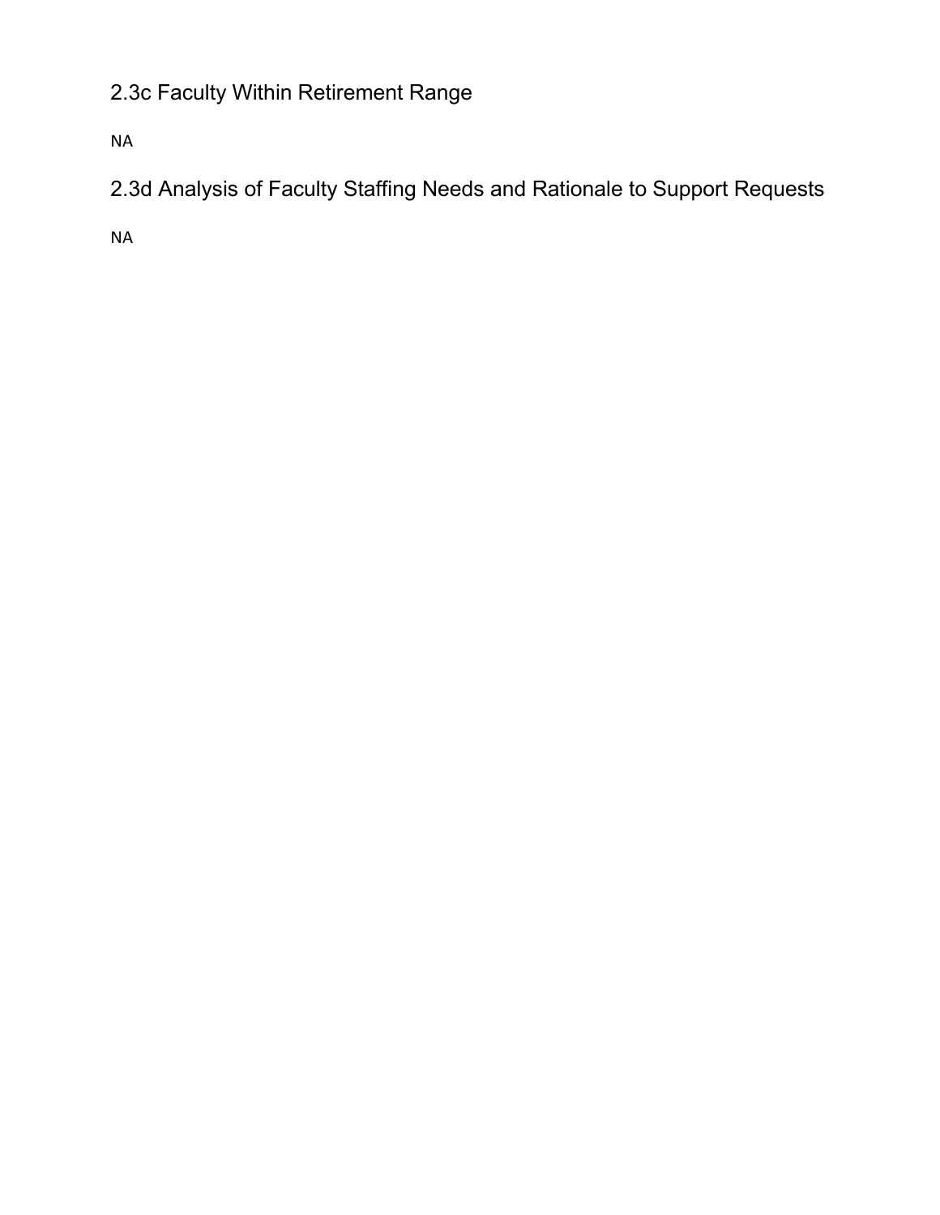### 2.3c Faculty Within Retirement Range

NA

### 2.3d Analysis of Faculty Staffing Needs and Rationale to Support Requests

NA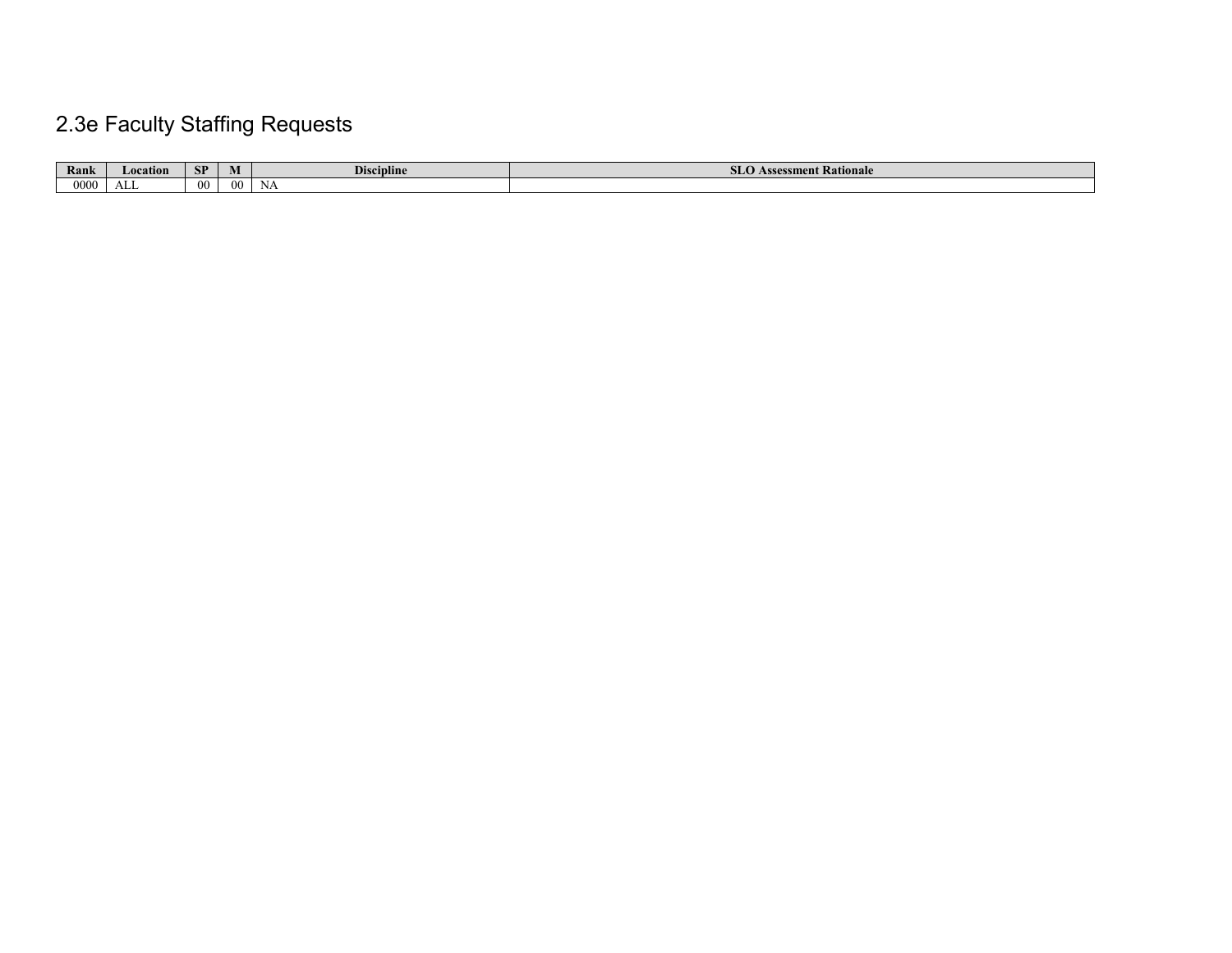## 2.3e Faculty Staffing Requests

| Rank | Location | SP | M | Discipline | SLO Assessment Rationale |
|---|---|---|---|---|---|
| 0000 | ALL | 00 | 00 | NA | |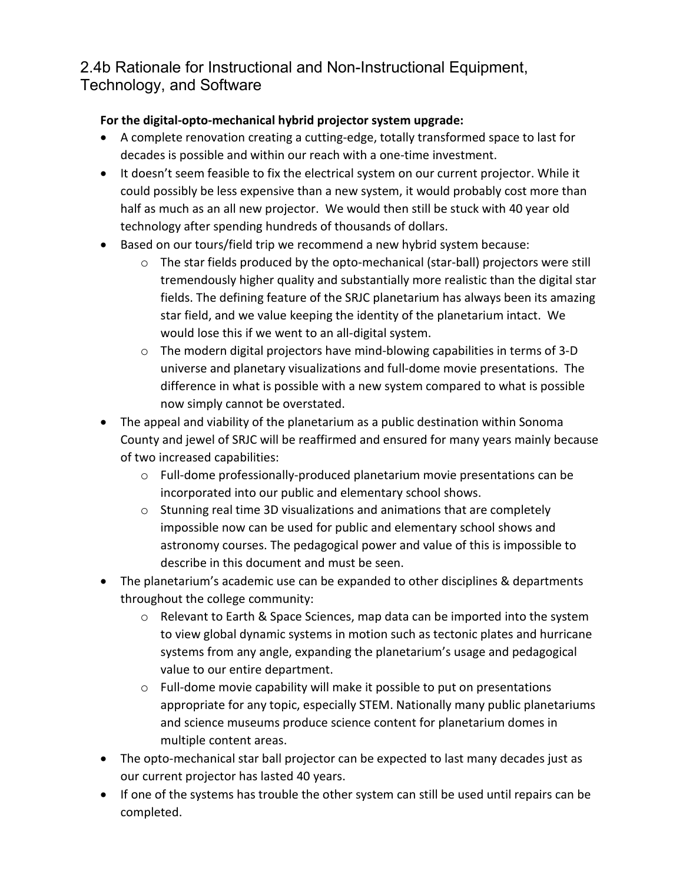## 2.4b Rationale for Instructional and Non-Instructional Equipment, Technology, and Software

**For the digital-opto-mechanical hybrid projector system upgrade:**

- A complete renovation creating a cutting-edge, totally transformed space to last for decades is possible and within our reach with a one-time investment.
- It doesn't seem feasible to fix the electrical system on our current projector. While it could possibly be less expensive than a new system, it would probably cost more than half as much as an all new projector. We would then still be stuck with 40 year old technology after spending hundreds of thousands of dollars.
- Based on our tours/field trip we recommend a new hybrid system because:
    - The star fields produced by the opto-mechanical (star-ball) projectors were still tremendously higher quality and substantially more realistic than the digital star fields. The defining feature of the SRJC planetarium has always been its amazing star field, and we value keeping the identity of the planetarium intact. We would lose this if we went to an all-digital system.
    - The modern digital projectors have mind-blowing capabilities in terms of 3-D universe and planetary visualizations and full-dome movie presentations. The difference in what is possible with a new system compared to what is possible now simply cannot be overstated.
- The appeal and viability of the planetarium as a public destination within Sonoma County and jewel of SRJC will be reaffirmed and ensured for many years mainly because of two increased capabilities:
    - Full-dome professionally-produced planetarium movie presentations can be incorporated into our public and elementary school shows.
    - Stunning real time 3D visualizations and animations that are completely impossible now can be used for public and elementary school shows and astronomy courses. The pedagogical power and value of this is impossible to describe in this document and must be seen.
- The planetarium's academic use can be expanded to other disciplines & departments throughout the college community:
    - Relevant to Earth & Space Sciences, map data can be imported into the system to view global dynamic systems in motion such as tectonic plates and hurricane systems from any angle, expanding the planetarium's usage and pedagogical value to our entire department.
    - Full-dome movie capability will make it possible to put on presentations appropriate for any topic, especially STEM. Nationally many public planetariums and science museums produce science content for planetarium domes in multiple content areas.
- The opto-mechanical star ball projector can be expected to last many decades just as our current projector has lasted 40 years.
- If one of the systems has trouble the other system can still be used until repairs can be completed.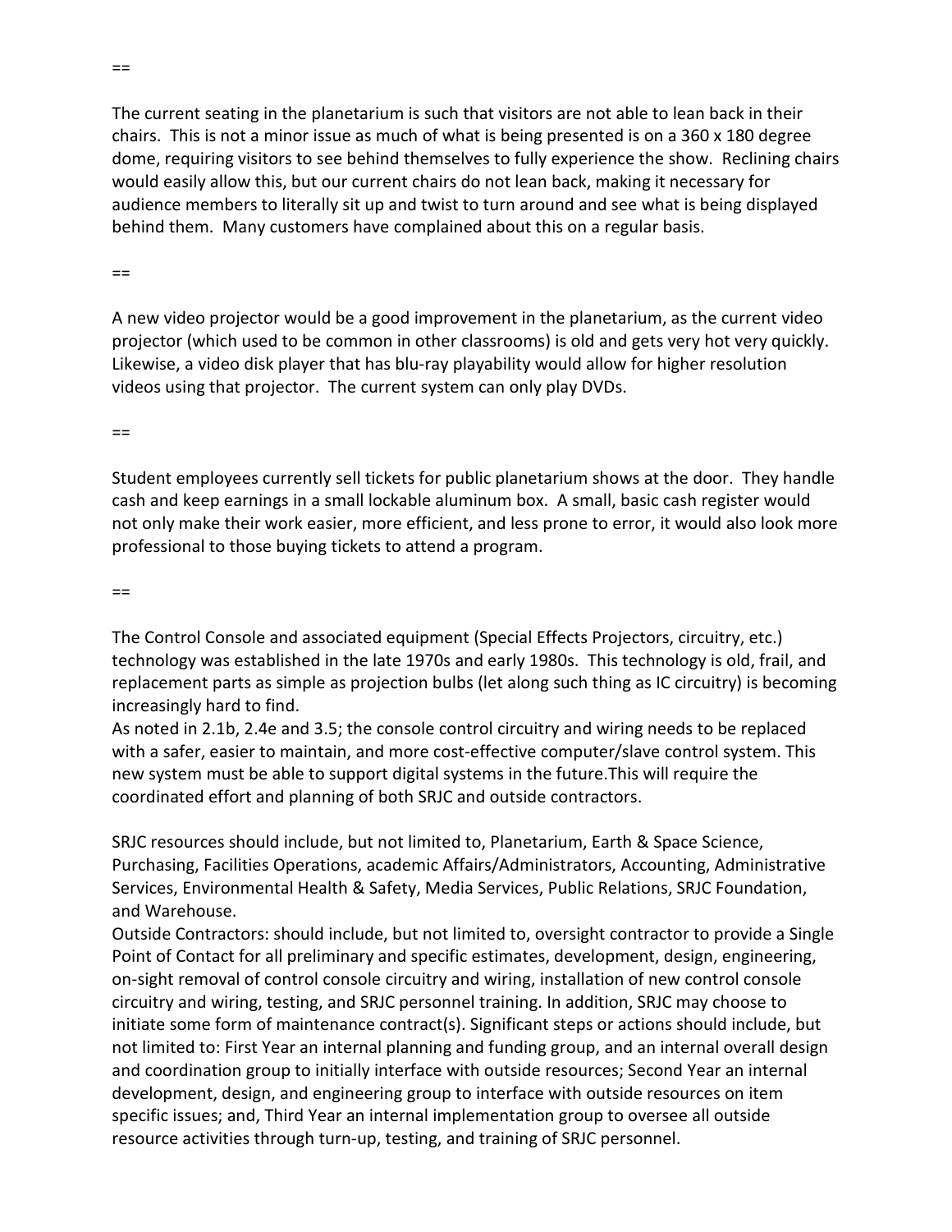==

The current seating in the planetarium is such that visitors are not able to lean back in their chairs. This is not a minor issue as much of what is being presented is on a 360 x 180 degree dome, requiring visitors to see behind themselves to fully experience the show. Reclining chairs would easily allow this, but our current chairs do not lean back, making it necessary for audience members to literally sit up and twist to turn around and see what is being displayed behind them. Many customers have complained about this on a regular basis.

==

A new video projector would be a good improvement in the planetarium, as the current video projector (which used to be common in other classrooms) is old and gets very hot very quickly. Likewise, a video disk player that has blu-ray playability would allow for higher resolution videos using that projector. The current system can only play DVDs.

==

Student employees currently sell tickets for public planetarium shows at the door. They handle cash and keep earnings in a small lockable aluminum box. A small, basic cash register would not only make their work easier, more efficient, and less prone to error, it would also look more professional to those buying tickets to attend a program.

==

The Control Console and associated equipment (Special Effects Projectors, circuitry, etc.) technology was established in the late 1970s and early 1980s. This technology is old, frail, and replacement parts as simple as projection bulbs (let along such thing as IC circuitry) is becoming increasingly hard to find.
As noted in 2.1b, 2.4e and 3.5; the console control circuitry and wiring needs to be replaced with a safer, easier to maintain, and more cost-effective computer/slave control system. This new system must be able to support digital systems in the future.This will require the coordinated effort and planning of both SRJC and outside contractors.

SRJC resources should include, but not limited to, Planetarium, Earth & Space Science, Purchasing, Facilities Operations, academic Affairs/Administrators, Accounting, Administrative Services, Environmental Health & Safety, Media Services, Public Relations, SRJC Foundation, and Warehouse.
Outside Contractors: should include, but not limited to, oversight contractor to provide a Single Point of Contact for all preliminary and specific estimates, development, design, engineering, on-sight removal of control console circuitry and wiring, installation of new control console circuitry and wiring, testing, and SRJC personnel training. In addition, SRJC may choose to initiate some form of maintenance contract(s). Significant steps or actions should include, but not limited to: First Year an internal planning and funding group, and an internal overall design and coordination group to initially interface with outside resources; Second Year an internal development, design, and engineering group to interface with outside resources on item specific issues; and, Third Year an internal implementation group to oversee all outside resource activities through turn-up, testing, and training of SRJC personnel.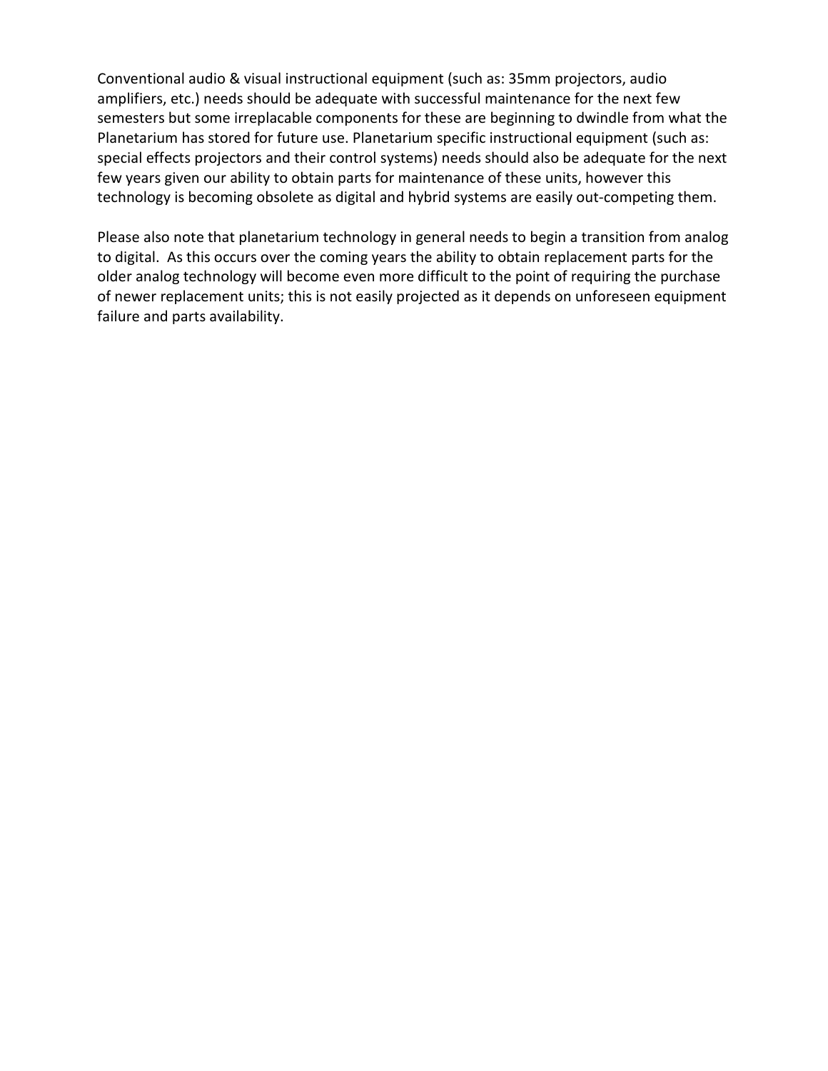Conventional audio & visual instructional equipment (such as: 35mm projectors, audio amplifiers, etc.) needs should be adequate with successful maintenance for the next few semesters but some irreplacable components for these are beginning to dwindle from what the Planetarium has stored for future use. Planetarium specific instructional equipment (such as: special effects projectors and their control systems) needs should also be adequate for the next few years given our ability to obtain parts for maintenance of these units, however this technology is becoming obsolete as digital and hybrid systems are easily out-competing them.

Please also note that planetarium technology in general needs to begin a transition from analog to digital. As this occurs over the coming years the ability to obtain replacement parts for the older analog technology will become even more difficult to the point of requiring the purchase of newer replacement units; this is not easily projected as it depends on unforeseen equipment failure and parts availability.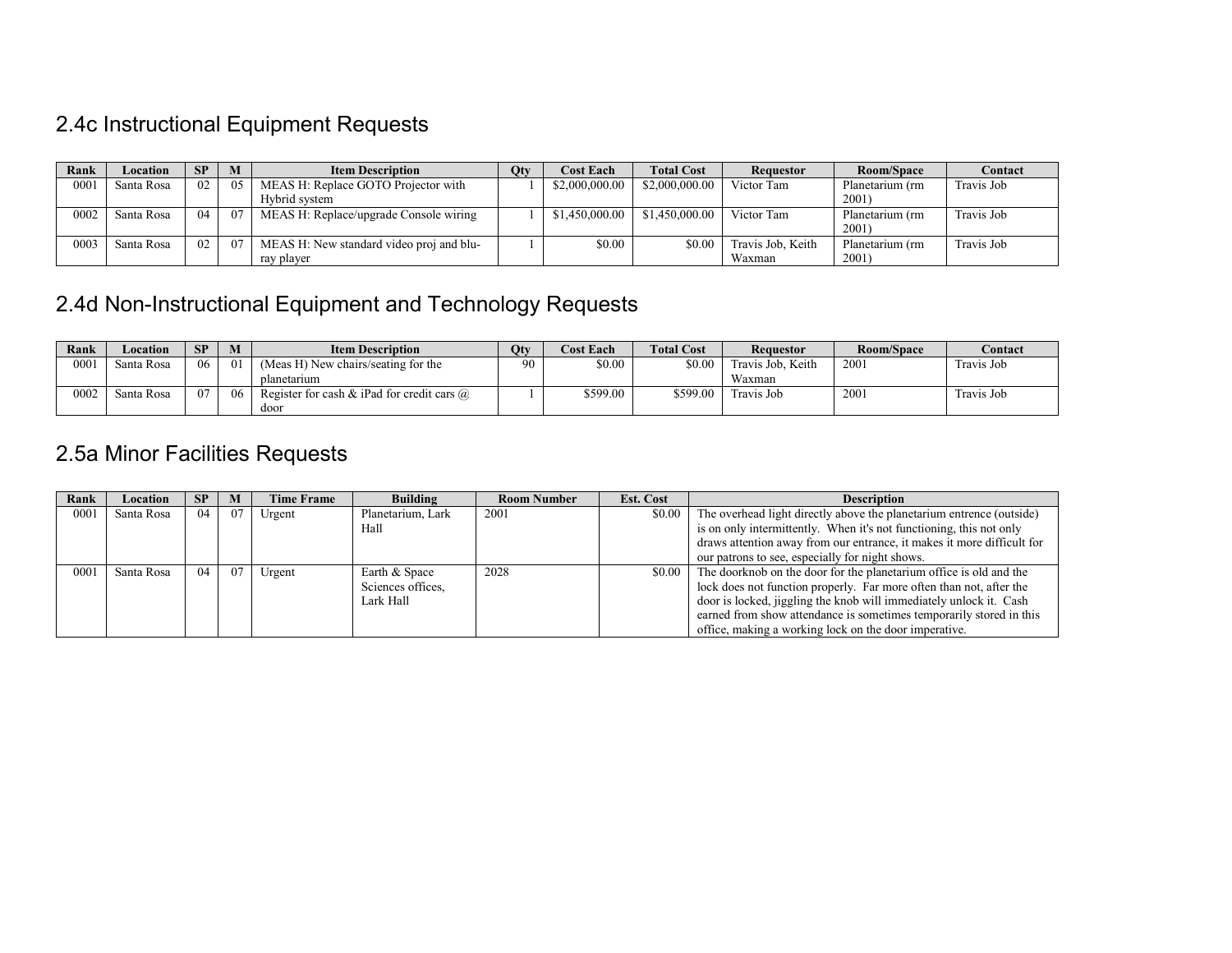## 2.4c Instructional Equipment Requests

| Rank | Location | SP | M | Item Description | Qty | Cost Each | Total Cost | Requestor | Room/Space | Contact |
|---|---|---|---|---|---|---|---|---|---|---|
| 0001 | Santa Rosa | 02 | 05 | MEAS H: Replace GOTO Projector with Hybrid system | 1 | $2,000,000.00 | $2,000,000.00 | Victor Tam | Planetarium (rm 2001) | Travis Job |
| 0002 | Santa Rosa | 04 | 07 | MEAS H: Replace/upgrade Console wiring | 1 | $1,450,000.00 | $1,450,000.00 | Victor Tam | Planetarium (rm 2001) | Travis Job |
| 0003 | Santa Rosa | 02 | 07 | MEAS H: New standard video proj and blu-ray player | 1 | $0.00 | $0.00 | Travis Job, Keith Waxman | Planetarium (rm 2001) | Travis Job |

## 2.4d Non-Instructional Equipment and Technology Requests

| Rank | Location | SP | M | Item Description | Qty | Cost Each | Total Cost | Requestor | Room/Space | Contact |
|---|---|---|---|---|---|---|---|---|---|---|
| 0001 | Santa Rosa | 06 | 01 | (Meas H) New chairs/seating for the planetarium | 90 | $0.00 | $0.00 | Travis Job, Keith Waxman | 2001 | Travis Job |
| 0002 | Santa Rosa | 07 | 06 | Register for cash & iPad for credit cars @ door | 1 | $599.00 | $599.00 | Travis Job | 2001 | Travis Job |

## 2.5a Minor Facilities Requests

| Rank | Location | SP | M | Time Frame | Building | Room Number | Est. Cost | Description |
|---|---|---|---|---|---|---|---|---|
| 0001 | Santa Rosa | 04 | 07 | Urgent | Planetarium, Lark Hall | 2001 | $0.00 | The overhead light directly above the planetarium entrence (outside) is on only intermittently. When it's not functioning, this not only draws attention away from our entrance, it makes it more difficult for our patrons to see, especially for night shows. |
| 0001 | Santa Rosa | 04 | 07 | Urgent | Earth & Space Sciences offices, Lark Hall | 2028 | $0.00 | The doorknob on the door for the planetarium office is old and the lock does not function properly. Far more often than not, after the door is locked, jiggling the knob will immediately unlock it. Cash earned from show attendance is sometimes temporarily stored in this office, making a working lock on the door imperative. |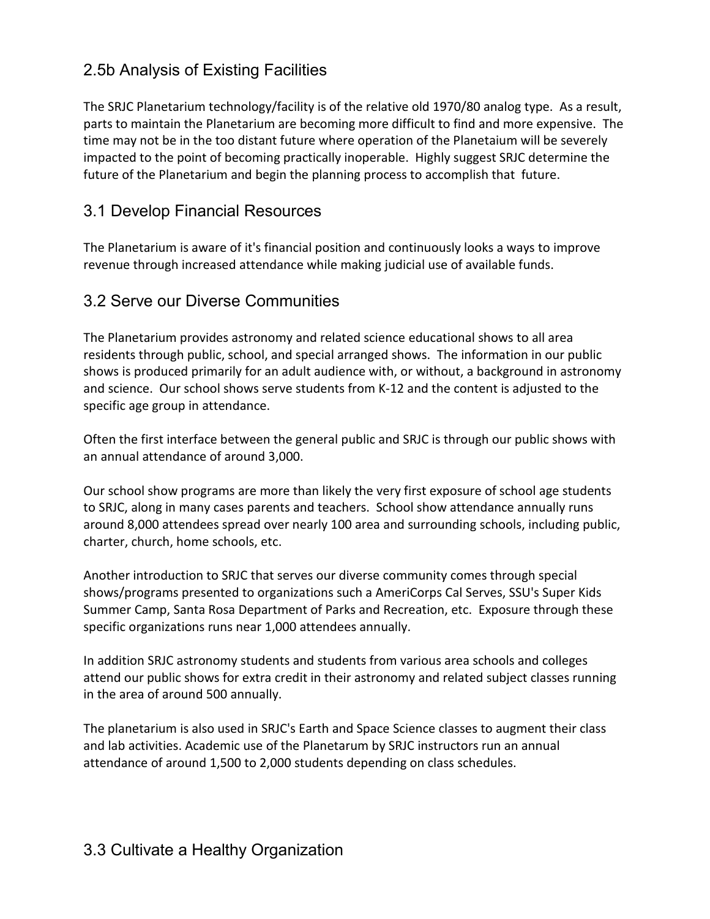## 2.5b Analysis of Existing Facilities

The SRJC Planetarium technology/facility is of the relative old 1970/80 analog type. As a result, parts to maintain the Planetarium are becoming more difficult to find and more expensive. The time may not be in the too distant future where operation of the Planetaium will be severely impacted to the point of becoming practically inoperable. Highly suggest SRJC determine the future of the Planetarium and begin the planning process to accomplish that future.

## 3.1 Develop Financial Resources

The Planetarium is aware of it's financial position and continuously looks a ways to improve revenue through increased attendance while making judicial use of available funds.

## 3.2 Serve our Diverse Communities

The Planetarium provides astronomy and related science educational shows to all area residents through public, school, and special arranged shows. The information in our public shows is produced primarily for an adult audience with, or without, a background in astronomy and science. Our school shows serve students from K-12 and the content is adjusted to the specific age group in attendance.

Often the first interface between the general public and SRJC is through our public shows with an annual attendance of around 3,000.

Our school show programs are more than likely the very first exposure of school age students to SRJC, along in many cases parents and teachers. School show attendance annually runs around 8,000 attendees spread over nearly 100 area and surrounding schools, including public, charter, church, home schools, etc.

Another introduction to SRJC that serves our diverse community comes through special shows/programs presented to organizations such a AmeriCorps Cal Serves, SSU's Super Kids Summer Camp, Santa Rosa Department of Parks and Recreation, etc. Exposure through these specific organizations runs near 1,000 attendees annually.

In addition SRJC astronomy students and students from various area schools and colleges attend our public shows for extra credit in their astronomy and related subject classes running in the area of around 500 annually.

The planetarium is also used in SRJC's Earth and Space Science classes to augment their class and lab activities. Academic use of the Planetarum by SRJC instructors run an annual attendance of around 1,500 to 2,000 students depending on class schedules.

## 3.3 Cultivate a Healthy Organization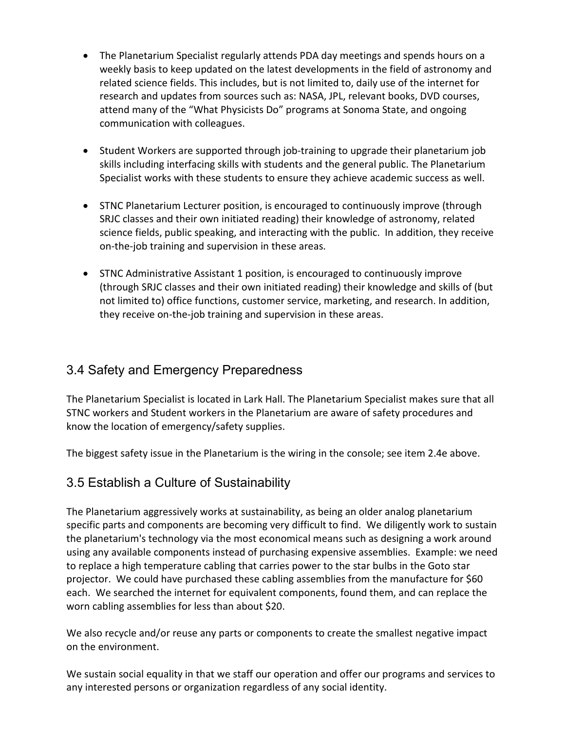- The Planetarium Specialist regularly attends PDA day meetings and spends hours on a weekly basis to keep updated on the latest developments in the field of astronomy and related science fields. This includes, but is not limited to, daily use of the internet for research and updates from sources such as: NASA, JPL, relevant books, DVD courses, attend many of the "What Physicists Do" programs at Sonoma State, and ongoing communication with colleagues.

- Student Workers are supported through job-training to upgrade their planetarium job skills including interfacing skills with students and the general public. The Planetarium Specialist works with these students to ensure they achieve academic success as well.

- STNC Planetarium Lecturer position, is encouraged to continuously improve (through SRJC classes and their own initiated reading) their knowledge of astronomy, related science fields, public speaking, and interacting with the public. In addition, they receive on-the-job training and supervision in these areas.

- STNC Administrative Assistant 1 position, is encouraged to continuously improve (through SRJC classes and their own initiated reading) their knowledge and skills of (but not limited to) office functions, customer service, marketing, and research. In addition, they receive on-the-job training and supervision in these areas.

## 3.4 Safety and Emergency Preparedness

The Planetarium Specialist is located in Lark Hall. The Planetarium Specialist makes sure that all STNC workers and Student workers in the Planetarium are aware of safety procedures and know the location of emergency/safety supplies.

The biggest safety issue in the Planetarium is the wiring in the console; see item 2.4e above.

## 3.5 Establish a Culture of Sustainability

The Planetarium aggressively works at sustainability, as being an older analog planetarium specific parts and components are becoming very difficult to find. We diligently work to sustain the planetarium's technology via the most economical means such as designing a work around using any available components instead of purchasing expensive assemblies. Example: we need to replace a high temperature cabling that carries power to the star bulbs in the Goto star projector. We could have purchased these cabling assemblies from the manufacture for $60 each. We searched the internet for equivalent components, found them, and can replace the worn cabling assemblies for less than about $20.

We also recycle and/or reuse any parts or components to create the smallest negative impact on the environment.

We sustain social equality in that we staff our operation and offer our programs and services to any interested persons or organization regardless of any social identity.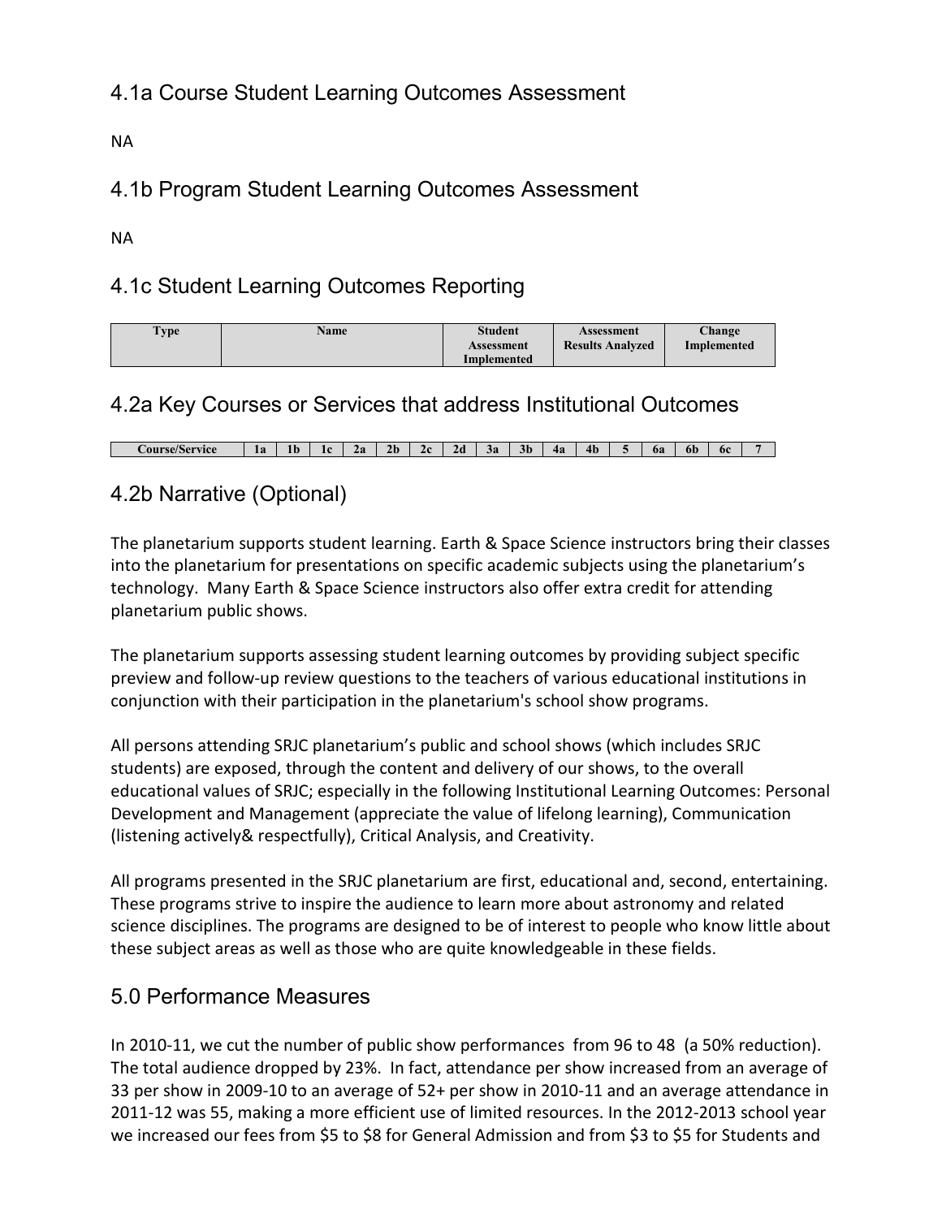## 4.1a Course Student Learning Outcomes Assessment

NA

## 4.1b Program Student Learning Outcomes Assessment

NA

## 4.1c Student Learning Outcomes Reporting

| Type | Name | Student Assessment Implemented | Assessment Results Analyzed | Change Implemented |
|---|---|---|---|---|

## 4.2a Key Courses or Services that address Institutional Outcomes

| Course/Service | 1a | 1b | 1c | 2a | 2b | 2c | 2d | 3a | 3b | 4a | 4b | 5 | 6a | 6b | 6c | 7 |
|---|---|---|---|---|---|---|---|---|---|---|---|---|---|---|---|---|

## 4.2b Narrative (Optional)

The planetarium supports student learning. Earth & Space Science instructors bring their classes into the planetarium for presentations on specific academic subjects using the planetarium's technology. Many Earth & Space Science instructors also offer extra credit for attending planetarium public shows.

The planetarium supports assessing student learning outcomes by providing subject specific preview and follow-up review questions to the teachers of various educational institutions in conjunction with their participation in the planetarium's school show programs.

All persons attending SRJC planetarium's public and school shows (which includes SRJC students) are exposed, through the content and delivery of our shows, to the overall educational values of SRJC; especially in the following Institutional Learning Outcomes: Personal Development and Management (appreciate the value of lifelong learning), Communication (listening actively& respectfully), Critical Analysis, and Creativity.

All programs presented in the SRJC planetarium are first, educational and, second, entertaining. These programs strive to inspire the audience to learn more about astronomy and related science disciplines. The programs are designed to be of interest to people who know little about these subject areas as well as those who are quite knowledgeable in these fields.

## 5.0 Performance Measures

In 2010-11, we cut the number of public show performances from 96 to 48 (a 50% reduction). The total audience dropped by 23%. In fact, attendance per show increased from an average of 33 per show in 2009-10 to an average of 52+ per show in 2010-11 and an average attendance in 2011-12 was 55, making a more efficient use of limited resources. In the 2012-2013 school year we increased our fees from $5 to $8 for General Admission and from $3 to $5 for Students and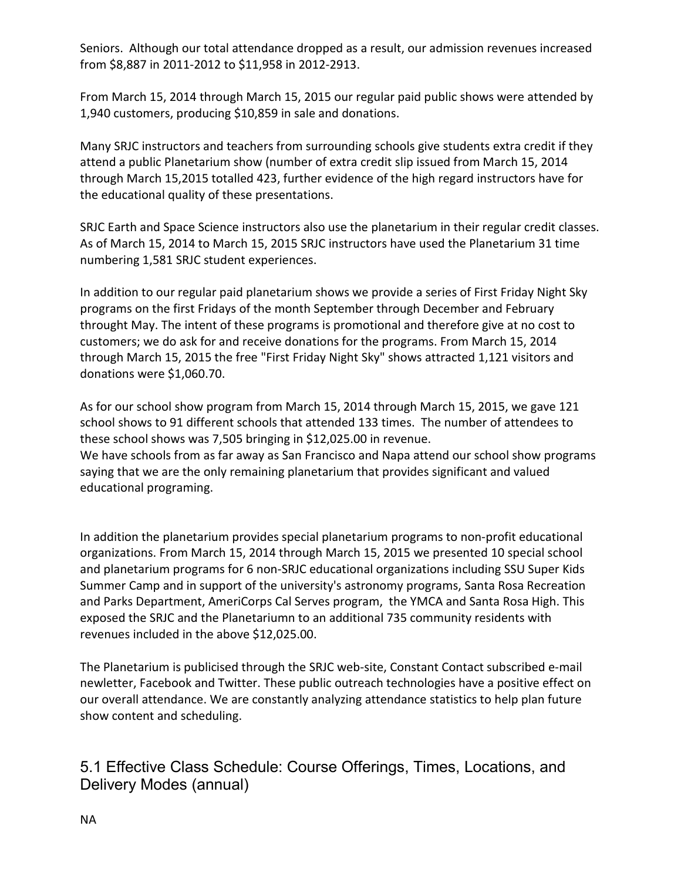Seniors. Although our total attendance dropped as a result, our admission revenues increased from $8,887 in 2011-2012 to $11,958 in 2012-2913.

From March 15, 2014 through March 15, 2015 our regular paid public shows were attended by 1,940 customers, producing $10,859 in sale and donations.

Many SRJC instructors and teachers from surrounding schools give students extra credit if they attend a public Planetarium show (number of extra credit slip issued from March 15, 2014 through March 15,2015 totalled 423, further evidence of the high regard instructors have for the educational quality of these presentations.

SRJC Earth and Space Science instructors also use the planetarium in their regular credit classes. As of March 15, 2014 to March 15, 2015 SRJC instructors have used the Planetarium 31 time numbering 1,581 SRJC student experiences.

In addition to our regular paid planetarium shows we provide a series of First Friday Night Sky programs on the first Fridays of the month September through December and February throught May. The intent of these programs is promotional and therefore give at no cost to customers; we do ask for and receive donations for the programs. From March 15, 2014 through March 15, 2015 the free "First Friday Night Sky" shows attracted 1,121 visitors and donations were $1,060.70.

As for our school show program from March 15, 2014 through March 15, 2015, we gave 121 school shows to 91 different schools that attended 133 times. The number of attendees to these school shows was 7,505 bringing in $12,025.00 in revenue.
We have schools from as far away as San Francisco and Napa attend our school show programs saying that we are the only remaining planetarium that provides significant and valued educational programing.

In addition the planetarium provides special planetarium programs to non-profit educational organizations. From March 15, 2014 through March 15, 2015 we presented 10 special school and planetarium programs for 6 non-SRJC educational organizations including SSU Super Kids Summer Camp and in support of the university's astronomy programs, Santa Rosa Recreation and Parks Department, AmeriCorps Cal Serves program, the YMCA and Santa Rosa High. This exposed the SRJC and the Planetariumn to an additional 735 community residents with revenues included in the above $12,025.00.

The Planetarium is publicised through the SRJC web-site, Constant Contact subscribed e-mail newletter, Facebook and Twitter. These public outreach technologies have a positive effect on our overall attendance. We are constantly analyzing attendance statistics to help plan future show content and scheduling.

## 5.1 Effective Class Schedule: Course Offerings, Times, Locations, and Delivery Modes (annual)

NA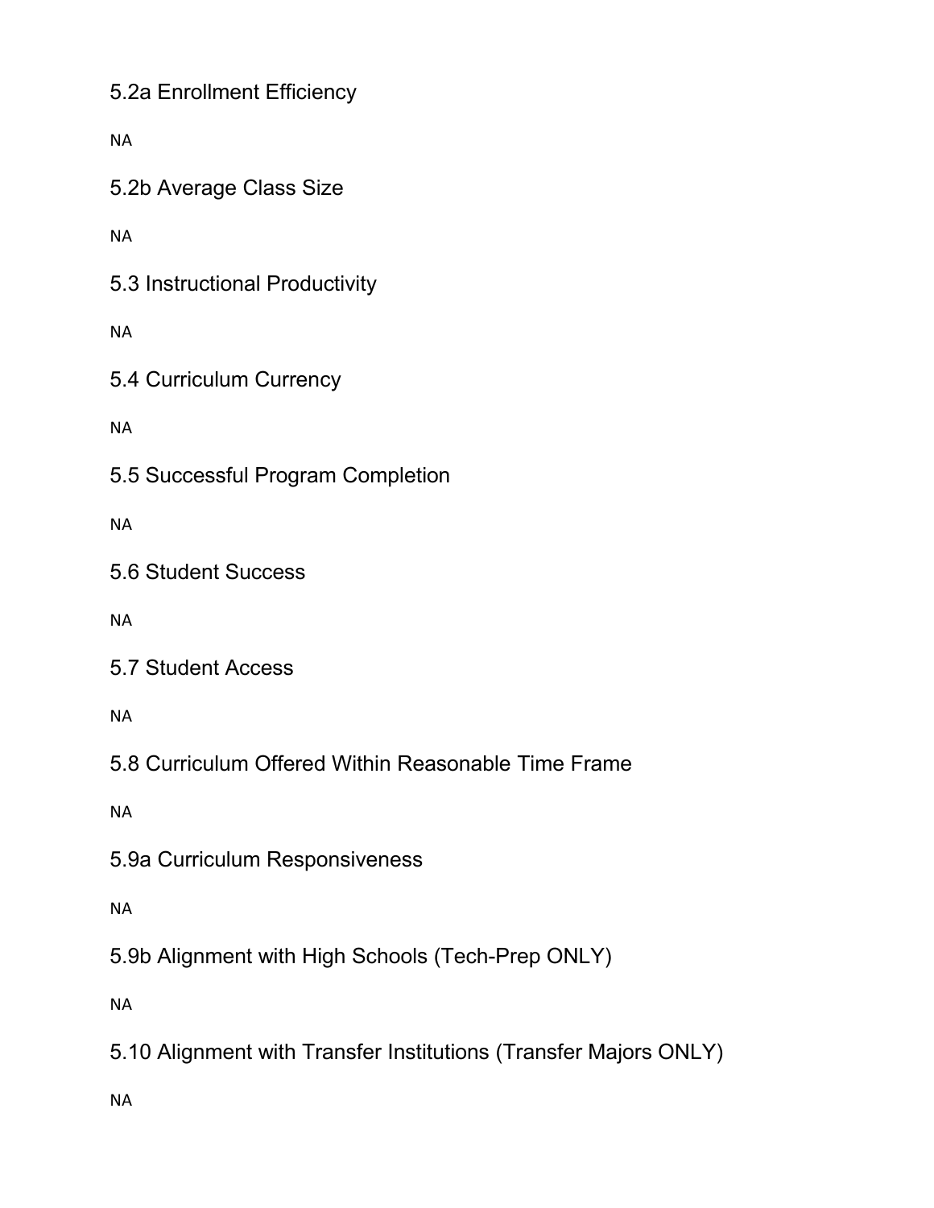### 5.2a Enrollment Efficiency

NA

### 5.2b Average Class Size

NA

### 5.3 Instructional Productivity

NA

### 5.4 Curriculum Currency

NA

### 5.5 Successful Program Completion

NA

### 5.6 Student Success

NA

### 5.7 Student Access

NA

### 5.8 Curriculum Offered Within Reasonable Time Frame

NA

### 5.9a Curriculum Responsiveness

NA

### 5.9b Alignment with High Schools (Tech-Prep ONLY)

NA

### 5.10 Alignment with Transfer Institutions (Transfer Majors ONLY)

NA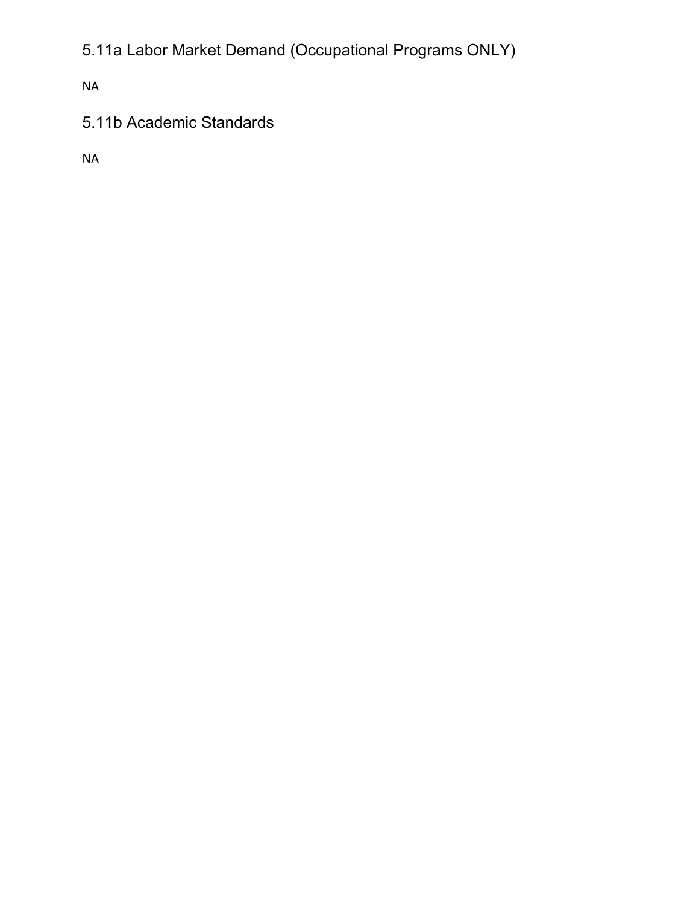## 5.11a Labor Market Demand (Occupational Programs ONLY)

NA

## 5.11b Academic Standards

NA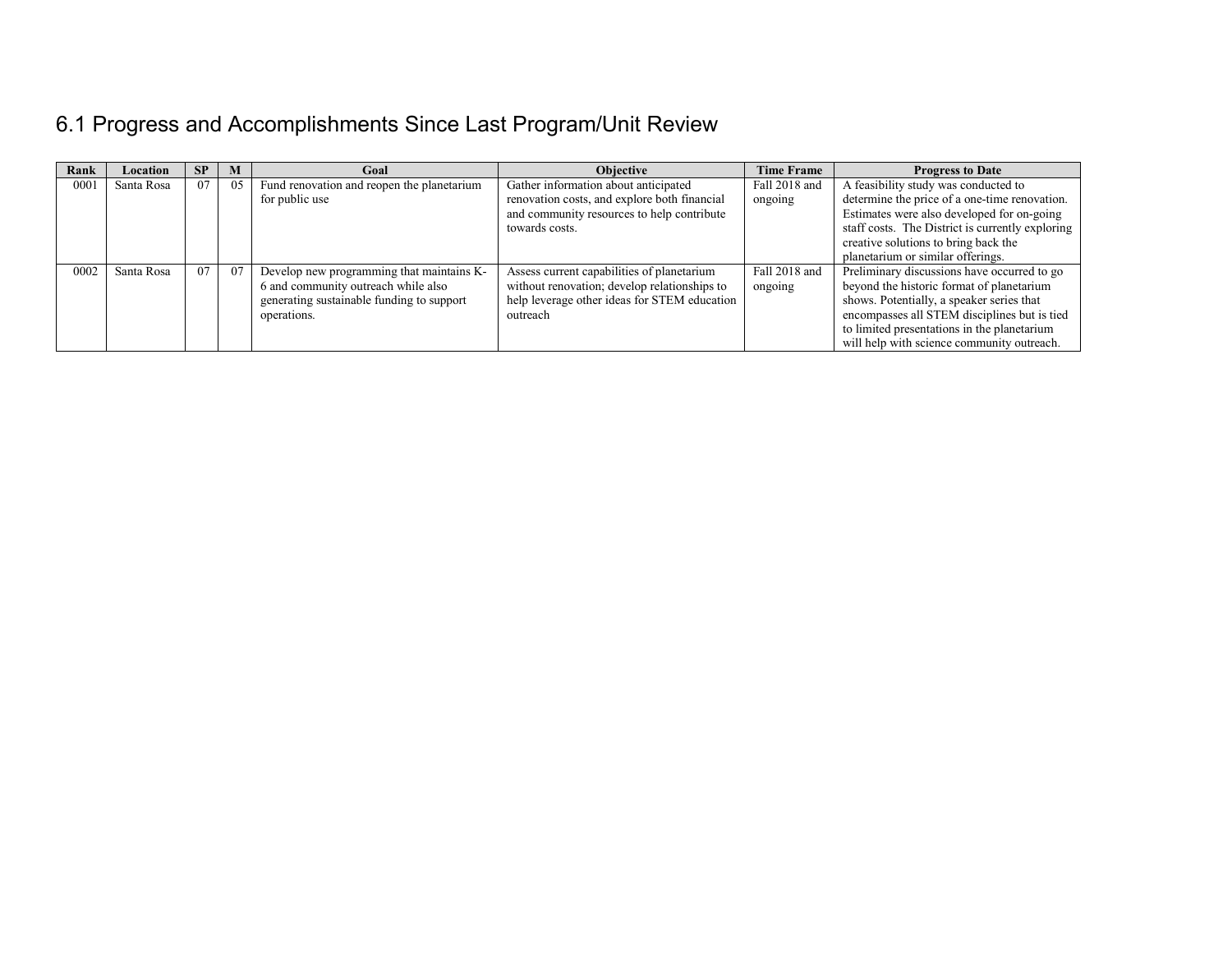## 6.1 Progress and Accomplishments Since Last Program/Unit Review

| Rank | Location | SP | M | Goal | Objective | Time Frame | Progress to Date |
|---|---|---|---|---|---|---|---|
| 0001 | Santa Rosa | 07 | 05 | Fund renovation and reopen the planetarium for public use | Gather information about anticipated renovation costs, and explore both financial and community resources to help contribute towards costs. | Fall 2018 and ongoing | A feasibility study was conducted to determine the price of a one-time renovation. Estimates were also developed for on-going staff costs. The District is currently exploring creative solutions to bring back the planetarium or similar offerings. |
| 0002 | Santa Rosa | 07 | 07 | Develop new programming that maintains K-6 and community outreach while also generating sustainable funding to support operations. | Assess current capabilities of planetarium without renovation; develop relationships to help leverage other ideas for STEM education outreach | Fall 2018 and ongoing | Preliminary discussions have occurred to go beyond the historic format of planetarium shows. Potentially, a speaker series that encompasses all STEM disciplines but is tied to limited presentations in the planetarium will help with science community outreach. |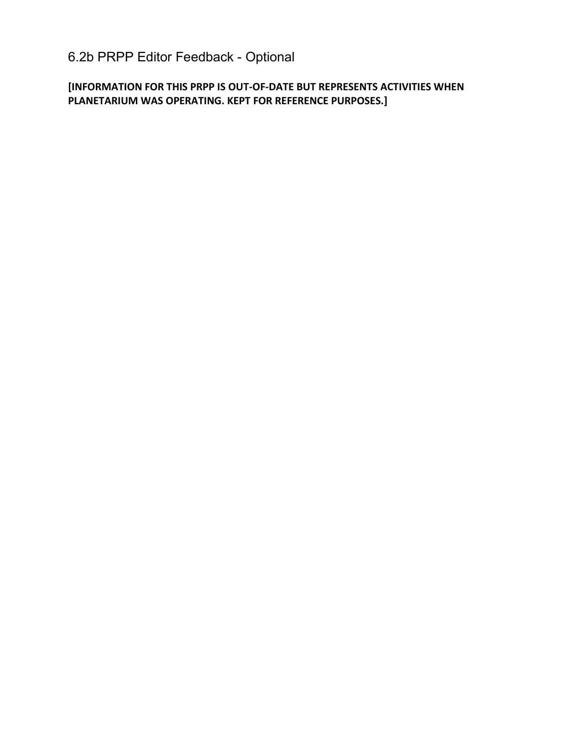## 6.2b PRPP Editor Feedback - Optional

**[INFORMATION FOR THIS PRPP IS OUT-OF-DATE BUT REPRESENTS ACTIVITIES WHEN PLANETARIUM WAS OPERATING. KEPT FOR REFERENCE PURPOSES.]**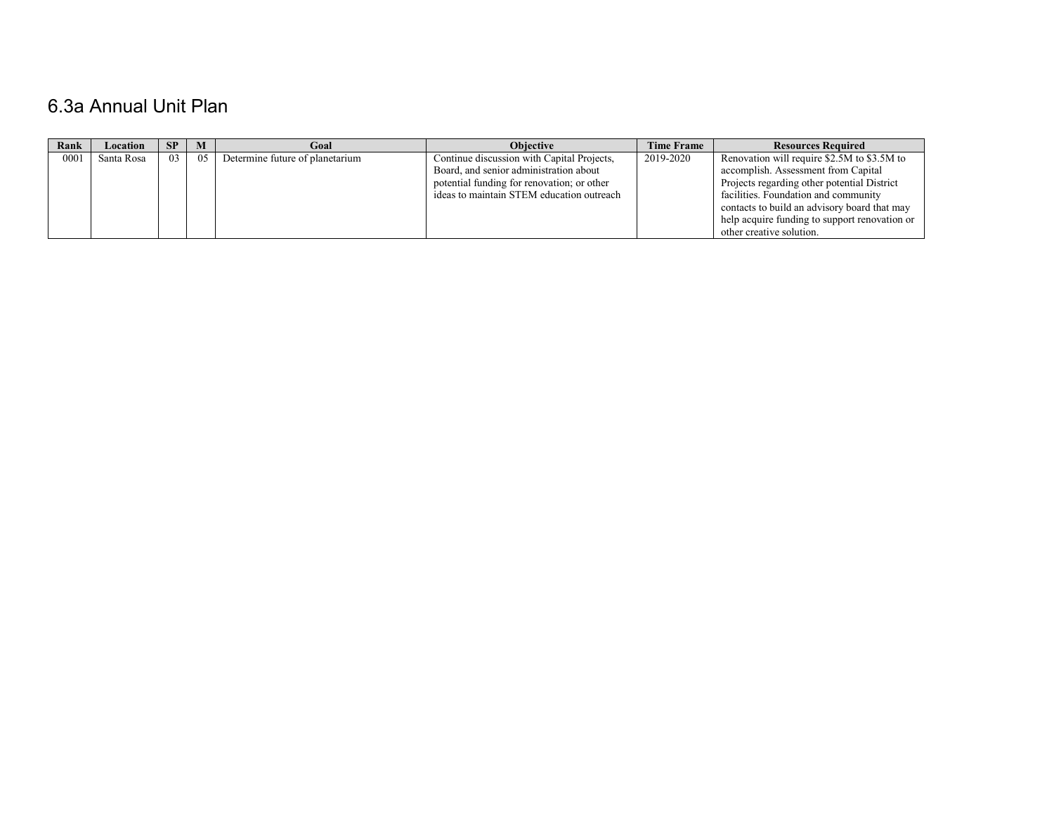# 6.3a Annual Unit Plan

| Rank | Location | SP | M | Goal | Objective | Time Frame | Resources Required |
|---|---|---|---|---|---|---|---|
| 0001 | Santa Rosa | 03 | 05 | Determine future of planetarium | Continue discussion with Capital Projects, Board, and senior administration about potential funding for renovation; or other ideas to maintain STEM education outreach | 2019-2020 | Renovation will require $2.5M to $3.5M to accomplish. Assessment from Capital Projects regarding other potential District facilities. Foundation and community contacts to build an advisory board that may help acquire funding to support renovation or other creative solution. |